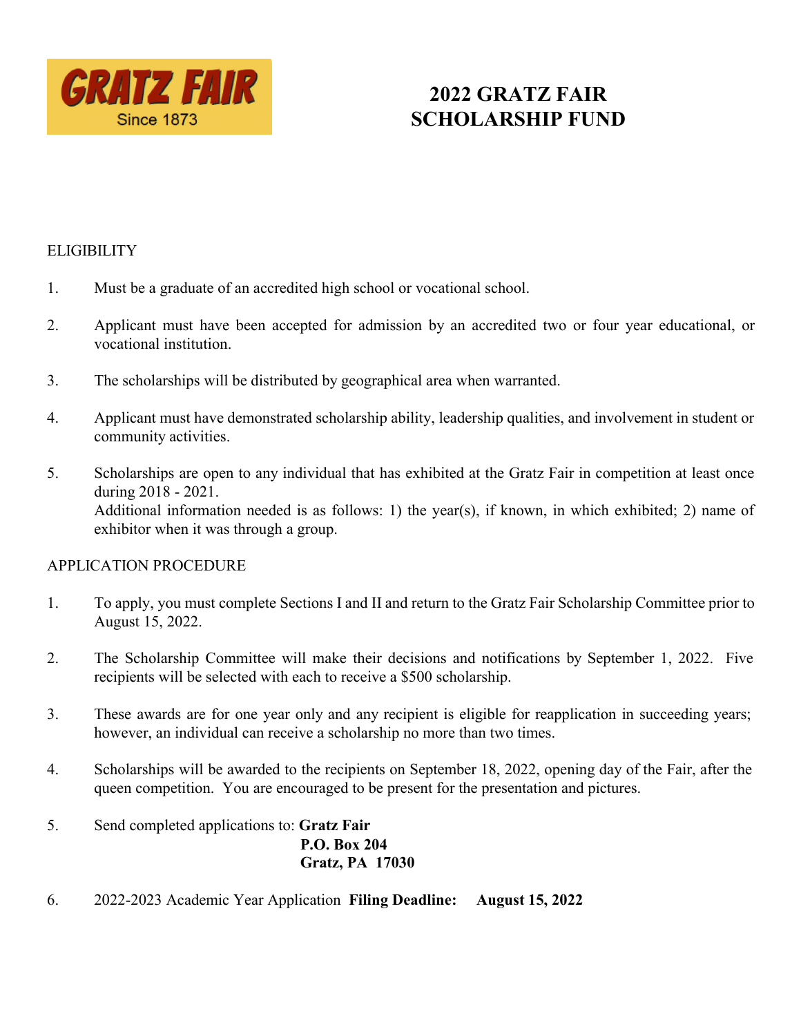GRATZ FAIR
Since 1873

# 2022 GRATZ FAIR SCHOLARSHIP FUND

## ELIGIBILITY

1. Must be a graduate of an accredited high school or vocational school.

2. Applicant must have been accepted for admission by an accredited two or four year educational, or vocational institution.

3. The scholarships will be distributed by geographical area when warranted.

4. Applicant must have demonstrated scholarship ability, leadership qualities, and involvement in student or community activities.

5. Scholarships are open to any individual that has exhibited at the Gratz Fair in competition at least once during 2018 - 2021.
   Additional information needed is as follows: 1) the year(s), if known, in which exhibited; 2) name of exhibitor when it was through a group.

## APPLICATION PROCEDURE

1. To apply, you must complete Sections I and II and return to the Gratz Fair Scholarship Committee prior to August 15, 2022.

2. The Scholarship Committee will make their decisions and notifications by September 1, 2022. Five recipients will be selected with each to receive a $500 scholarship.

3. These awards are for one year only and any recipient is eligible for reapplication in succeeding years; however, an individual can receive a scholarship no more than two times.

4. Scholarships will be awarded to the recipients on September 18, 2022, opening day of the Fair, after the queen competition. You are encouraged to be present for the presentation and pictures.

5. Send completed applications to: **Gratz Fair**
   **P.O. Box 204**
   **Gratz, PA 17030**

6. 2022-2023 Academic Year Application **Filing Deadline: August 15, 2022**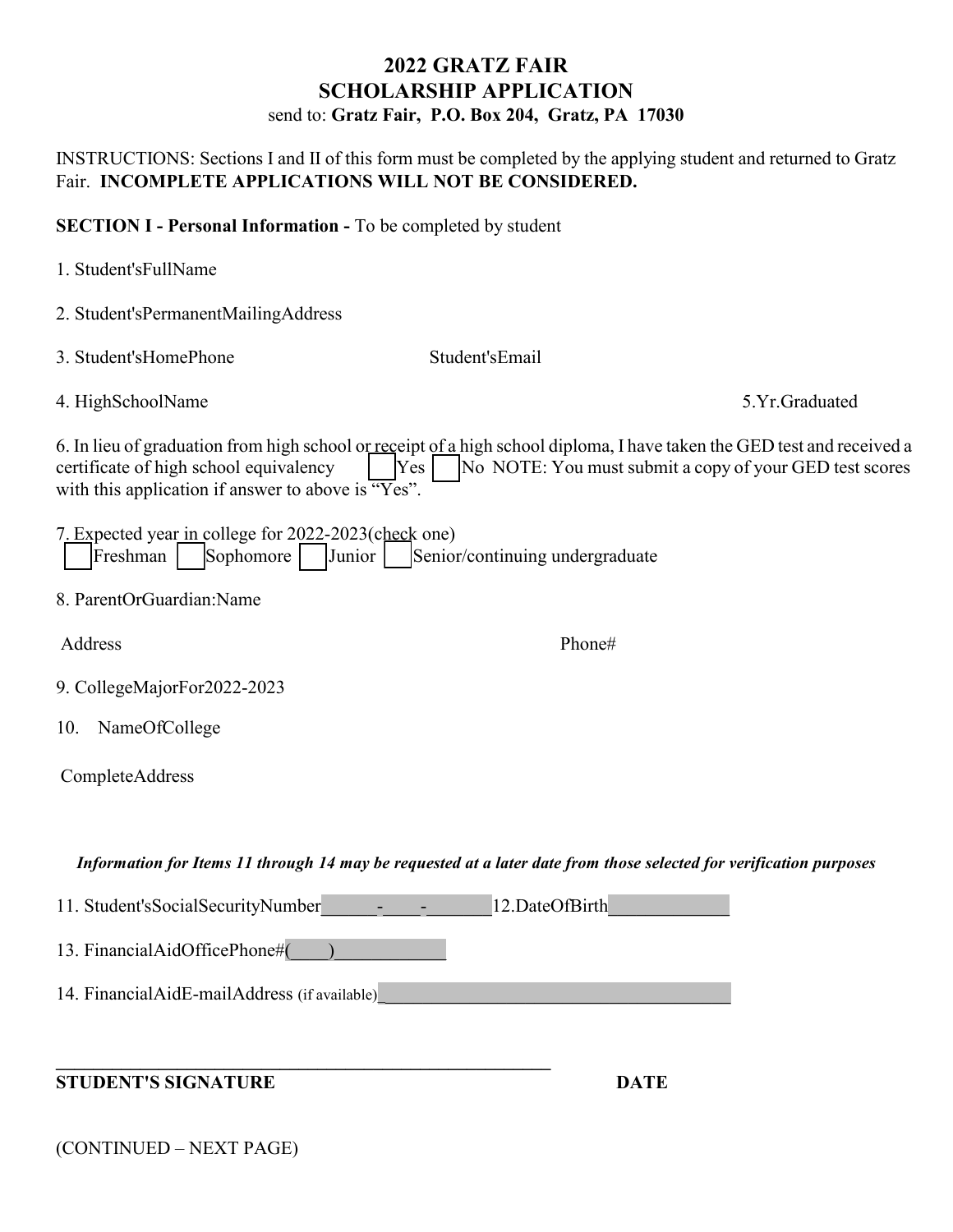# 2022 GRATZ FAIR
# SCHOLARSHIP APPLICATION

send to: **Gratz Fair, P.O. Box 204, Gratz, PA 17030**

INSTRUCTIONS: Sections I and II of this form must be completed by the applying student and returned to Gratz Fair. **INCOMPLETE APPLICATIONS WILL NOT BE CONSIDERED.**

**SECTION I - Personal Information -** To be completed by student

1. Student'sFullName

2. Student'sPermanentMailingAddress

3. Student'sHomePhone Student'sEmail

4. HighSchoolName 5.Yr.Graduated

6. In lieu of graduation from high school or receipt of a high school diploma, I have taken the GED test and received a certificate of high school equivalency ☐ Yes ☐ No NOTE: You must submit a copy of your GED test scores with this application if answer to above is "Yes".

7. Expected year in college for 2022-2023(check one)
☐ Freshman ☐ Sophomore ☐ Junior ☐ Senior/continuing undergraduate

8. ParentOrGuardian:Name

Address Phone#

9. CollegeMajorFor2022-2023

10. NameOfCollege

CompleteAddress

***Information for Items 11 through 14 may be requested at a later date from those selected for verification purposes***

11. Student'sSocialSecurityNumber______-____-_______ 12.DateOfBirth_____________

13. FinancialAidOfficePhone#(____)____________

14. FinancialAidE-mailAddress (if available)_____________________________________

_______________________________________________________

**STUDENT'S SIGNATURE** **DATE**

(CONTINUED – NEXT PAGE)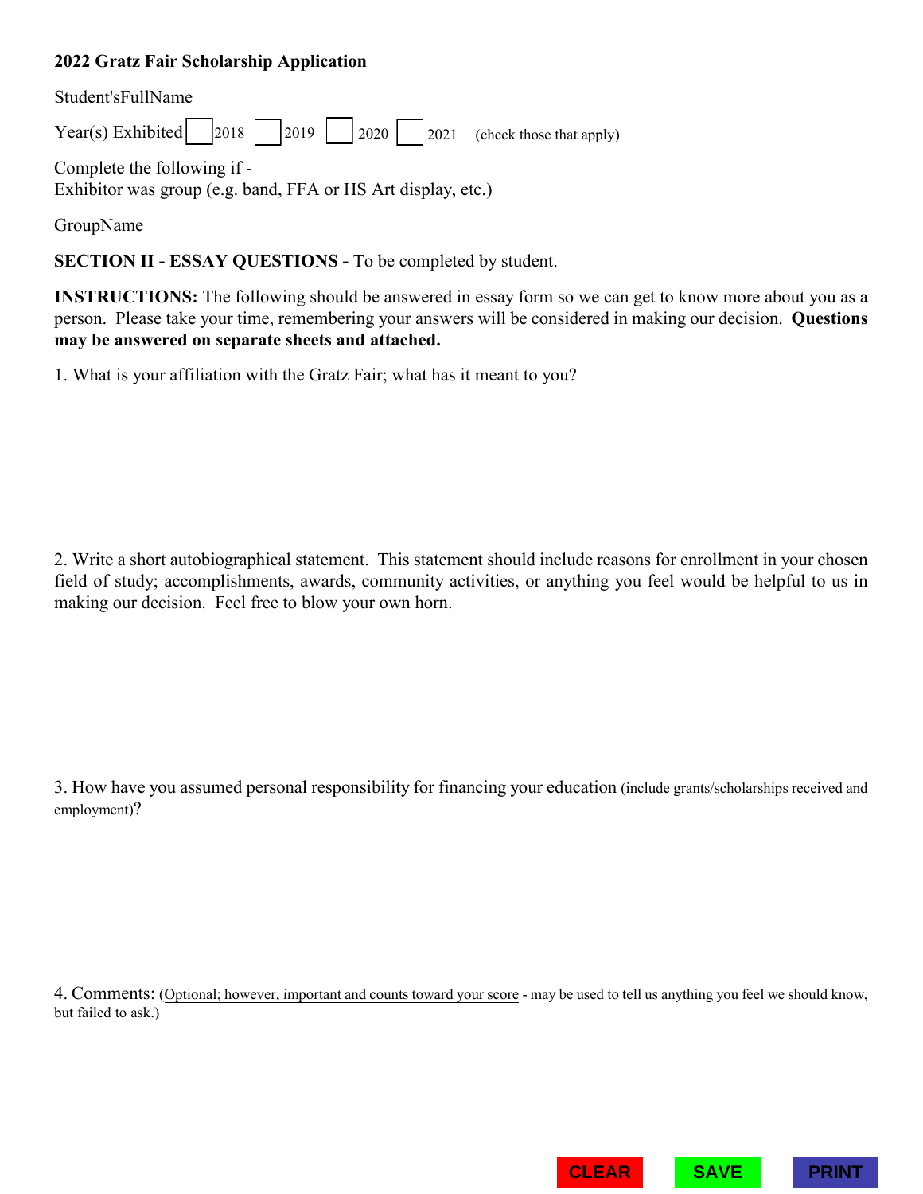**2022 Gratz Fair Scholarship Application**

Student'sFullName

Year(s) Exhibited ☐ 2018 ☐ 2019 ☐ 2020 ☐ 2021 (check those that apply)

Complete the following if -
Exhibitor was group (e.g. band, FFA or HS Art display, etc.)

GroupName

**SECTION II - ESSAY QUESTIONS -** To be completed by student.

**INSTRUCTIONS:** The following should be answered in essay form so we can get to know more about you as a person. Please take your time, remembering your answers will be considered in making our decision. **Questions may be answered on separate sheets and attached.**

1. What is your affiliation with the Gratz Fair; what has it meant to you?

2. Write a short autobiographical statement. This statement should include reasons for enrollment in your chosen field of study; accomplishments, awards, community activities, or anything you feel would be helpful to us in making our decision. Feel free to blow your own horn.

3. How have you assumed personal responsibility for financing your education (include grants/scholarships received and employment)?

4. Comments: (Optional; however, important and counts toward your score - may be used to tell us anything you feel we should know, but failed to ask.)

CLEAR SAVE PRINT